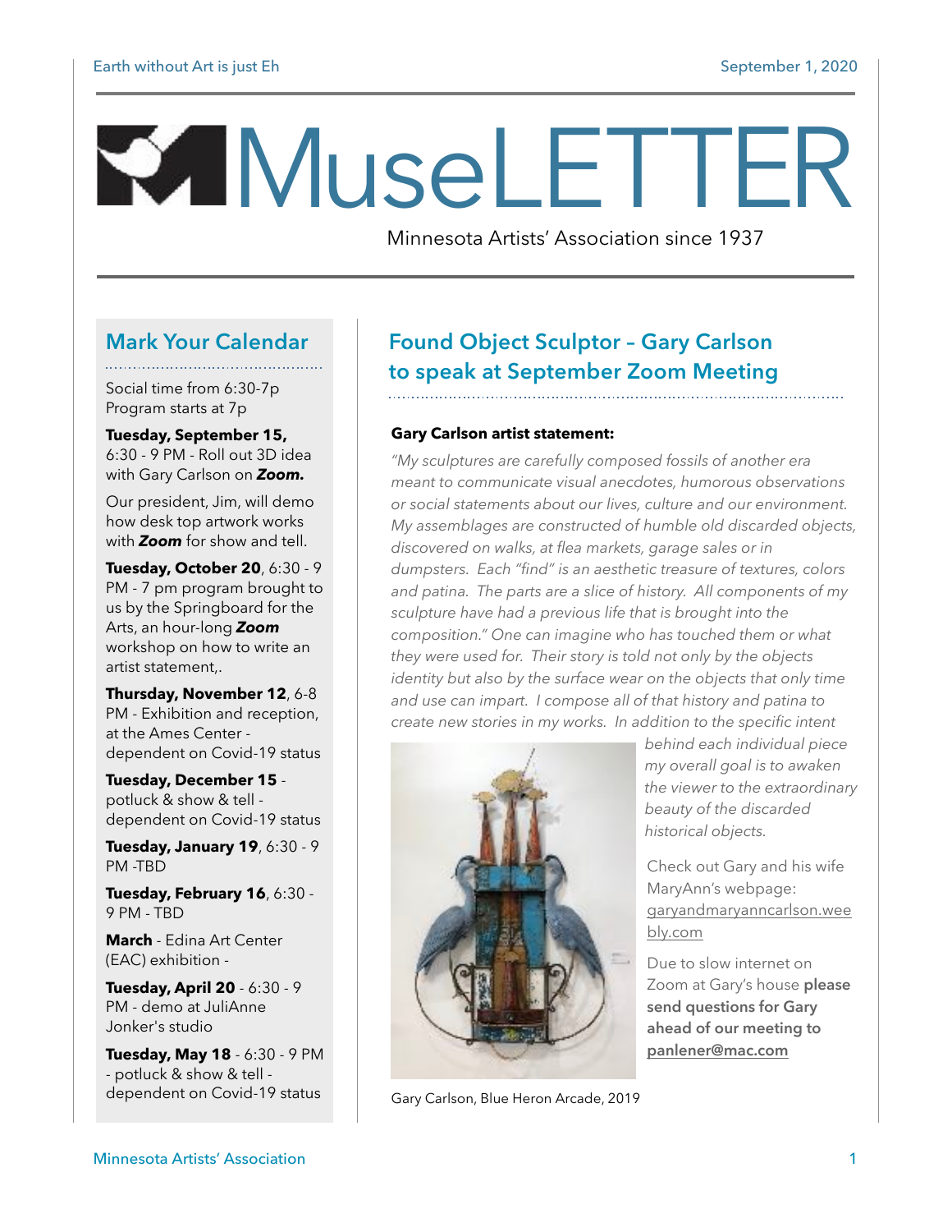# MuseLETTER

Minnesota Artists' Association since 1937

## Mark Your Calendar

Social time from 6:30-7p
Program starts at 7p

**Tuesday, September 15,** 6:30 - 9 PM - Roll out 3D idea with Gary Carlson on ***Zoom.***

Our president, Jim, will demo how desk top artwork works with ***Zoom*** for show and tell.

**Tuesday, October 20**, 6:30 - 9 PM - 7 pm program brought to us by the Springboard for the Arts, an hour-long ***Zoom*** workshop on how to write an artist statement,.

**Thursday, November 12**, 6-8 PM - Exhibition and reception, at the Ames Center - dependent on Covid-19 status

**Tuesday, December 15** - potluck & show & tell - dependent on Covid-19 status

**Tuesday, January 19**, 6:30 - 9 PM -TBD

**Tuesday, February 16**, 6:30 - 9 PM - TBD

**March** - Edina Art Center (EAC) exhibition -

**Tuesday, April 20** - 6:30 - 9 PM - demo at JuliAnne Jonker's studio

**Tuesday, May 18** - 6:30 - 9 PM - potluck & show & tell - dependent on Covid-19 status

## Found Object Sculptor – Gary Carlson to speak at September Zoom Meeting

**Gary Carlson artist statement:**

*"My sculptures are carefully composed fossils of another era meant to communicate visual anecdotes, humorous observations or social statements about our lives, culture and our environment. My assemblages are constructed of humble old discarded objects, discovered on walks, at flea markets, garage sales or in dumpsters. Each "find" is an aesthetic treasure of textures, colors and patina. The parts are a slice of history. All components of my sculpture have had a previous life that is brought into the composition." One can imagine who has touched them or what they were used for. Their story is told not only by the objects identity but also by the surface wear on the objects that only time and use can impart. I compose all of that history and patina to create new stories in my works. In addition to the specific intent behind each individual piece my overall goal is to awaken the viewer to the extraordinary beauty of the discarded historical objects.*

Gary Carlson, Blue Heron Arcade, 2019

Check out Gary and his wife MaryAnn's webpage: garyandmaryanncarlson.weebly.com

Due to slow internet on Zoom at Gary's house **please send questions for Gary ahead of our meeting to panlener@mac.com**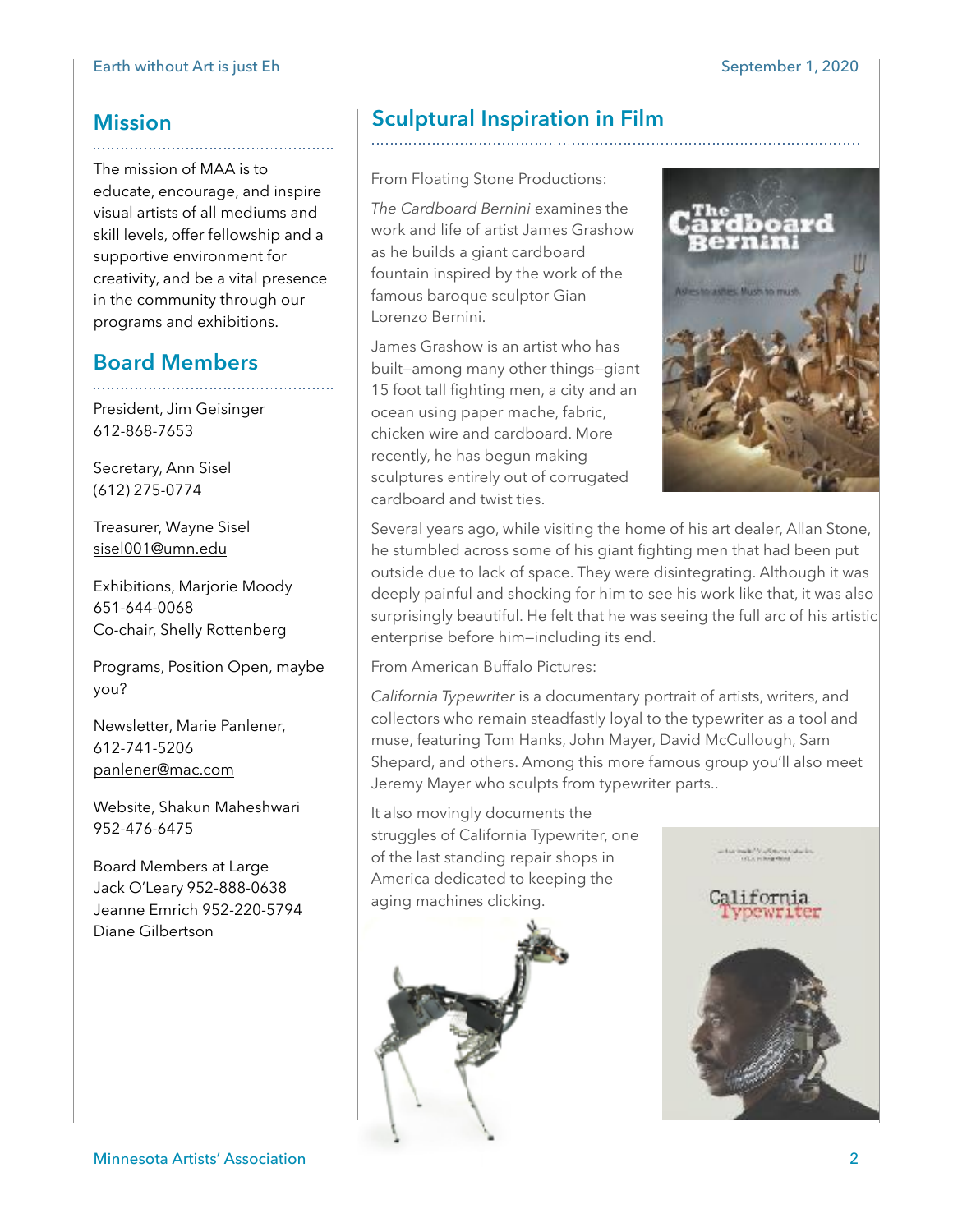## Mission

The mission of MAA is to educate, encourage, and inspire visual artists of all mediums and skill levels, offer fellowship and a supportive environment for creativity, and be a vital presence in the community through our programs and exhibitions.

## Board Members

President, Jim Geisinger
612-868-7653

Secretary, Ann Sisel
(612) 275-0774

Treasurer, Wayne Sisel
sisel001@umn.edu

Exhibitions, Marjorie Moody
651-644-0068
Co-chair, Shelly Rottenberg

Programs, Position Open, maybe you?

Newsletter, Marie Panlener,
612-741-5206
panlener@mac.com

Website, Shakun Maheshwari
952-476-6475

Board Members at Large
Jack O'Leary 952-888-0638
Jeanne Emrich 952-220-5794
Diane Gilbertson

## Sculptural Inspiration in Film

From Floating Stone Productions:

*The Cardboard Bernini* examines the work and life of artist James Grashow as he builds a giant cardboard fountain inspired by the work of the famous baroque sculptor Gian Lorenzo Bernini.

James Grashow is an artist who has built—among many other things—giant 15 foot tall fighting men, a city and an ocean using paper mache, fabric, chicken wire and cardboard. More recently, he has begun making sculptures entirely out of corrugated cardboard and twist ties.

Several years ago, while visiting the home of his art dealer, Allan Stone, he stumbled across some of his giant fighting men that had been put outside due to lack of space. They were disintegrating. Although it was deeply painful and shocking for him to see his work like that, it was also surprisingly beautiful. He felt that he was seeing the full arc of his artistic enterprise before him—including its end.

From American Buffalo Pictures:

*California Typewriter* is a documentary portrait of artists, writers, and collectors who remain steadfastly loyal to the typewriter as a tool and muse, featuring Tom Hanks, John Mayer, David McCullough, Sam Shepard, and others. Among this more famous group you'll also meet Jeremy Mayer who sculpts from typewriter parts..

It also movingly documents the struggles of California Typewriter, one of the last standing repair shops in America dedicated to keeping the aging machines clicking.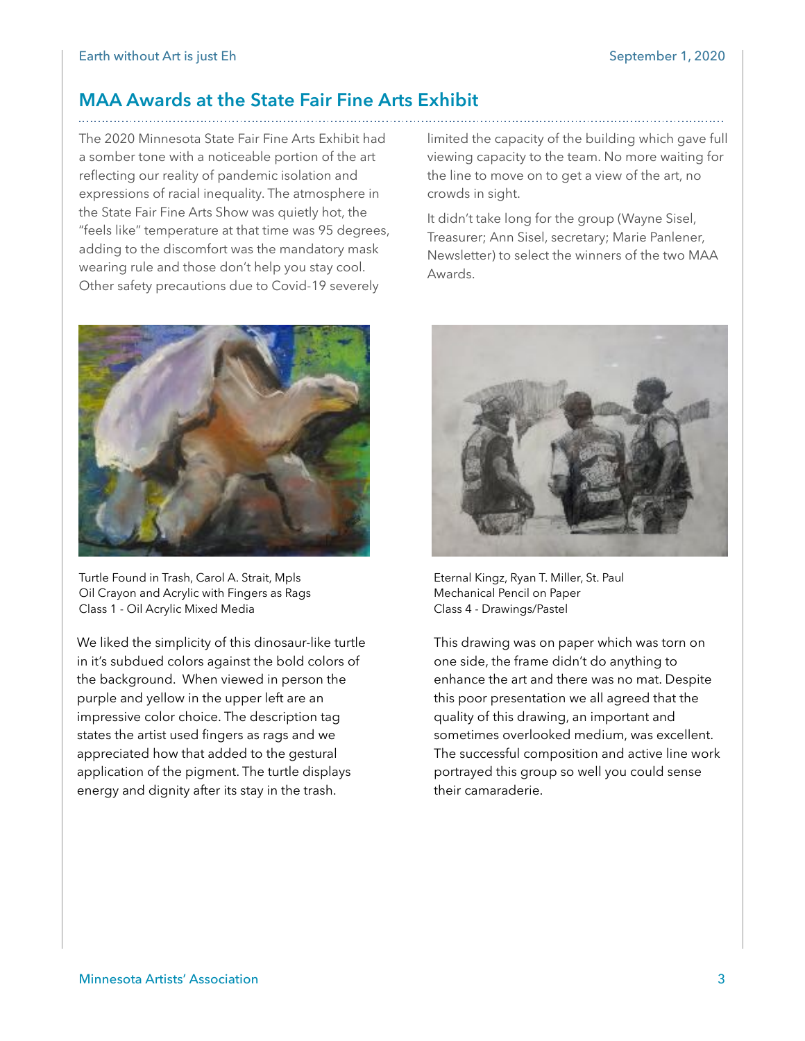## MAA Awards at the State Fair Fine Arts Exhibit

The 2020 Minnesota State Fair Fine Arts Exhibit had a somber tone with a noticeable portion of the art reflecting our reality of pandemic isolation and expressions of racial inequality. The atmosphere in the State Fair Fine Arts Show was quietly hot, the "feels like" temperature at that time was 95 degrees, adding to the discomfort was the mandatory mask wearing rule and those don't help you stay cool. Other safety precautions due to Covid-19 severely limited the capacity of the building which gave full viewing capacity to the team. No more waiting for the line to move on to get a view of the art, no crowds in sight.

It didn't take long for the group (Wayne Sisel, Treasurer; Ann Sisel, secretary; Marie Panlener, Newsletter) to select the winners of the two MAA Awards.

Turtle Found in Trash, Carol A. Strait, Mpls
Oil Crayon and Acrylic with Fingers as Rags
Class 1 - Oil Acrylic Mixed Media

We liked the simplicity of this dinosaur-like turtle in it's subdued colors against the bold colors of the background. When viewed in person the purple and yellow in the upper left are an impressive color choice. The description tag states the artist used fingers as rags and we appreciated how that added to the gestural application of the pigment. The turtle displays energy and dignity after its stay in the trash.

Eternal Kingz, Ryan T. Miller, St. Paul
Mechanical Pencil on Paper
Class 4 - Drawings/Pastel

This drawing was on paper which was torn on one side, the frame didn't do anything to enhance the art and there was no mat. Despite this poor presentation we all agreed that the quality of this drawing, an important and sometimes overlooked medium, was excellent. The successful composition and active line work portrayed this group so well you could sense their camaraderie.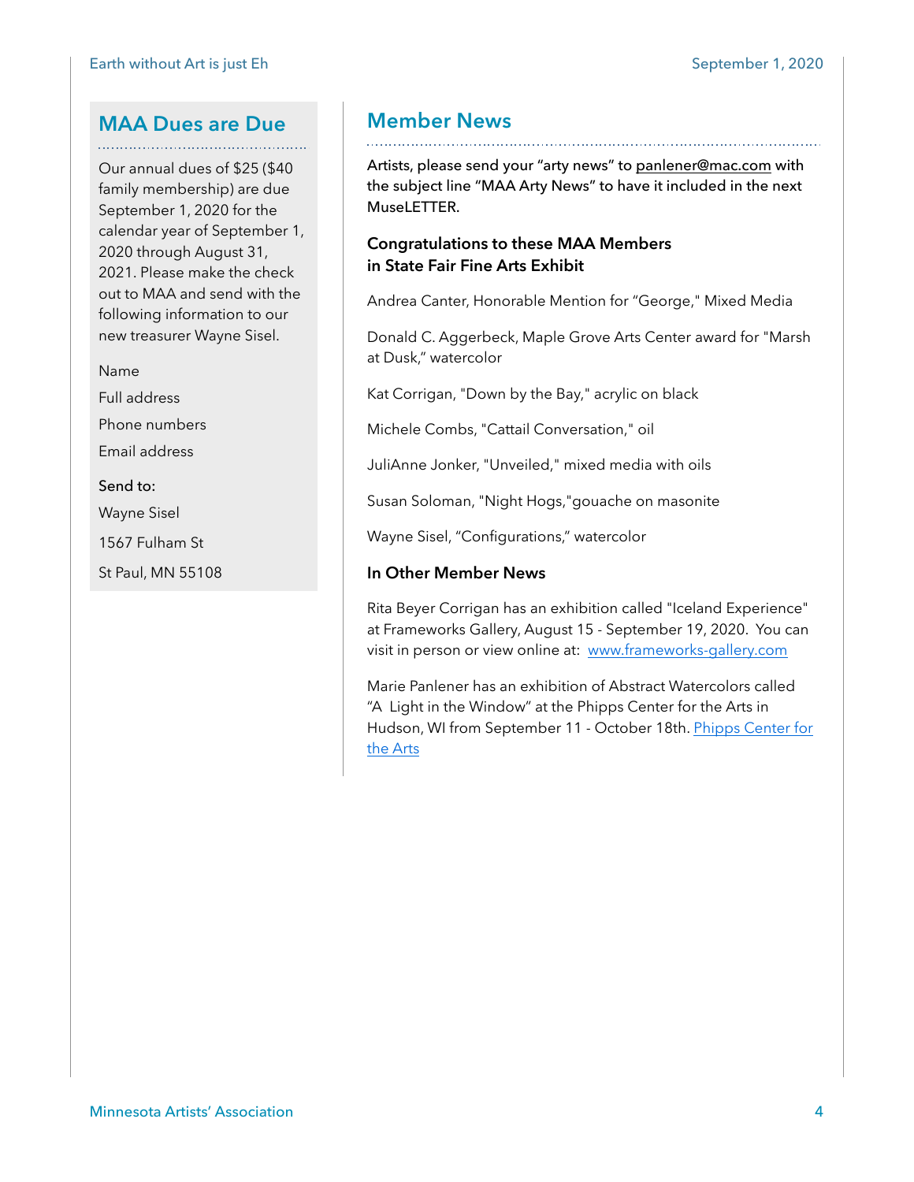## MAA Dues are Due

Our annual dues of $25 ($40 family membership) are due September 1, 2020 for the calendar year of September 1, 2020 through August 31, 2021. Please make the check out to MAA and send with the following information to our new treasurer Wayne Sisel.

Name

Full address

Phone numbers

Email address

**Send to:**

Wayne Sisel

1567 Fulham St

St Paul, MN 55108

## Member News

**Artists, please send your "arty news" to panlener@mac.com with the subject line "MAA Arty News" to have it included in the next MuseLETTER.**

### Congratulations to these MAA Members in State Fair Fine Arts Exhibit

Andrea Canter, Honorable Mention for "George," Mixed Media

Donald C. Aggerbeck, Maple Grove Arts Center award for "Marsh at Dusk," watercolor

Kat Corrigan, "Down by the Bay," acrylic on black

Michele Combs, "Cattail Conversation," oil

JuliAnne Jonker, "Unveiled," mixed media with oils

Susan Soloman, "Night Hogs,"gouache on masonite

Wayne Sisel, "Configurations," watercolor

### In Other Member News

Rita Beyer Corrigan has an exhibition called "Iceland Experience" at Frameworks Gallery, August 15 - September 19, 2020. You can visit in person or view online at: www.frameworks-gallery.com

Marie Panlener has an exhibition of Abstract Watercolors called "A Light in the Window" at the Phipps Center for the Arts in Hudson, WI from September 11 - October 18th. Phipps Center for the Arts